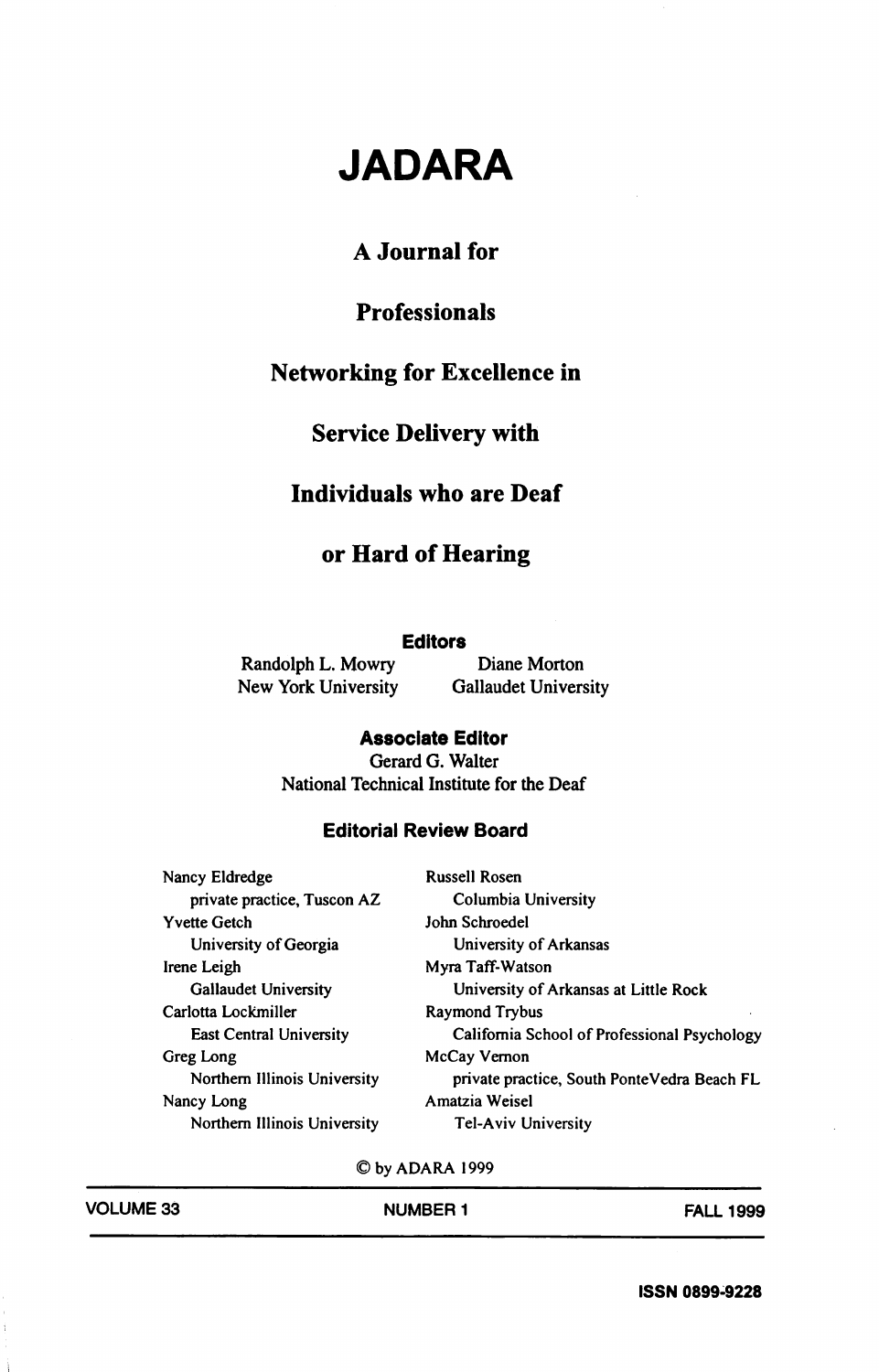# JADARA

## A Journal for

## Professionals

## Networking for Excellence in

## Service Delivery with

## Individuals who are Deaf

## or Hard of Hearing

**Editors**

Randolph L. Mowry
New York University

Diane Morton
Gallaudet University

**Associate Editor**

Gerard G. Walter
National Technical Institute for the Deaf

**Editorial Review Board**

Nancy Eldredge
private practice, Tuscon AZ

Yvette Getch
University of Georgia

Irene Leigh
Gallaudet University

Carlotta Lockmiller
East Central University

Greg Long
Northern Illinois University

Nancy Long
Northern Illinois University

Russell Rosen
Columbia University

John Schroedel
University of Arkansas

Myra Taff-Watson
University of Arkansas at Little Rock

Raymond Trybus
California School of Professional Psychology

McCay Vernon
private practice, South PonteVedra Beach FL

Amatzia Weisel
Tel-Aviv University

© by ADARA 1999

VOLUME 33 | NUMBER 1 | FALL 1999

**ISSN 0899-9228**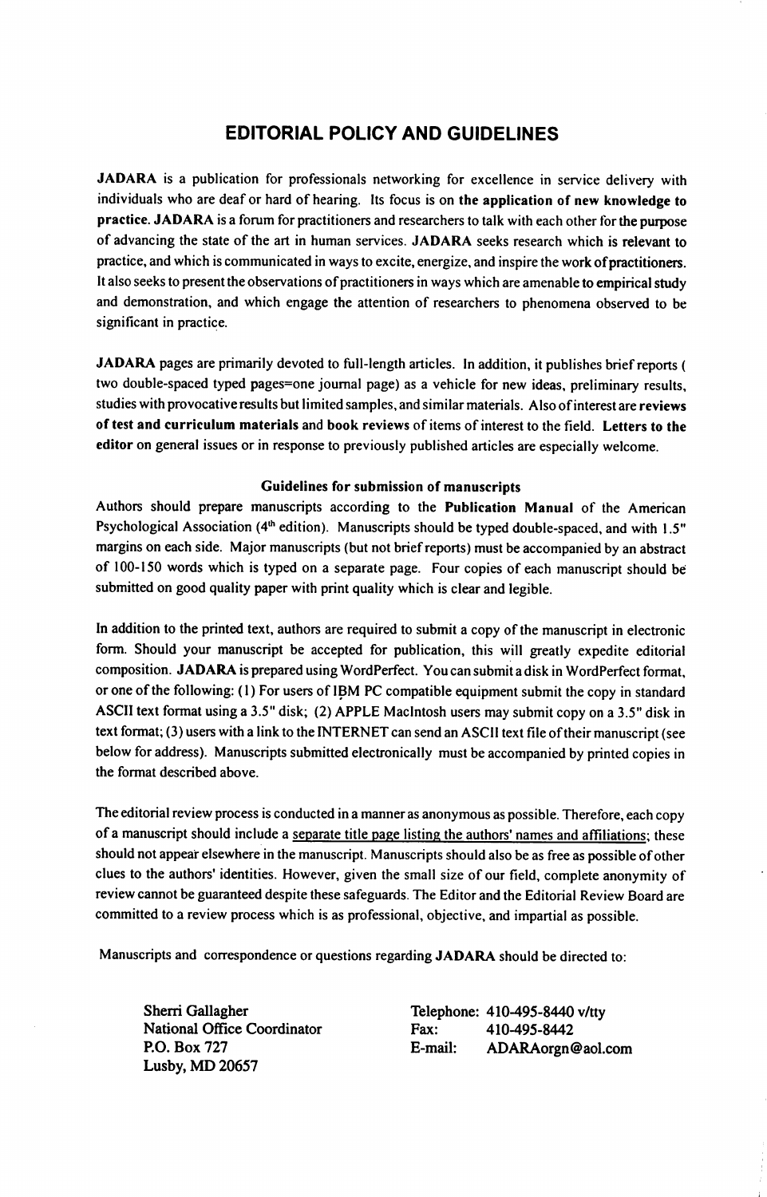## EDITORIAL POLICY AND GUIDELINES

**JADARA** is a publication for professionals networking for excellence in service delivery with individuals who are deaf or hard of hearing. Its focus is on **the application of new knowledge to practice. JADARA** is a forum for practitioners and researchers to talk with each other for the purpose of advancing the state of the art in human services. **JADARA** seeks research which is relevant to practice, and which is communicated in ways to excite, energize, and inspire the work of practitioners. It also seeks to present the observations of practitioners in ways which are amenable to empirical study and demonstration, and which engage the attention of researchers to phenomena observed to be significant in practice.

**JADARA** pages are primarily devoted to full-length articles. In addition, it publishes brief reports ( two double-spaced typed pages=one journal page) as a vehicle for new ideas, preliminary results, studies with provocative results but limited samples, and similar materials. Also of interest are **reviews of test and curriculum materials** and **book reviews** of items of interest to the field. **Letters to the editor** on general issues or in response to previously published articles are especially welcome.

**Guidelines for submission of manuscripts**

Authors should prepare manuscripts according to the **Publication Manual** of the American Psychological Association (4th edition). Manuscripts should be typed double-spaced, and with 1.5" margins on each side. Major manuscripts (but not brief reports) must be accompanied by an abstract of 100-150 words which is typed on a separate page. Four copies of each manuscript should be submitted on good quality paper with print quality which is clear and legible.

In addition to the printed text, authors are required to submit a copy of the manuscript in electronic form. Should your manuscript be accepted for publication, this will greatly expedite editorial composition. **JADARA** is prepared using WordPerfect. You can submit a disk in WordPerfect format, or one of the following: (1) For users of IBM PC compatible equipment submit the copy in standard ASCII text format using a 3.5" disk; (2) APPLE MacIntosh users may submit copy on a 3.5" disk in text format; (3) users with a link to the INTERNET can send an ASCII text file of their manuscript (see below for address). Manuscripts submitted electronically must be accompanied by printed copies in the format described above.

The editorial review process is conducted in a manner as anonymous as possible. Therefore, each copy of a manuscript should include a separate title page listing the authors' names and affiliations; these should not appear elsewhere in the manuscript. Manuscripts should also be as free as possible of other clues to the authors' identities. However, given the small size of our field, complete anonymity of review cannot be guaranteed despite these safeguards. The Editor and the Editorial Review Board are committed to a review process which is as professional, objective, and impartial as possible.

Manuscripts and correspondence or questions regarding **JADARA** should be directed to:

Sherri Gallagher
National Office Coordinator
P.O. Box 727
Lusby, MD 20657

Telephone: 410-495-8440 v/tty
Fax: 410-495-8442
E-mail: ADARAorgn@aol.com